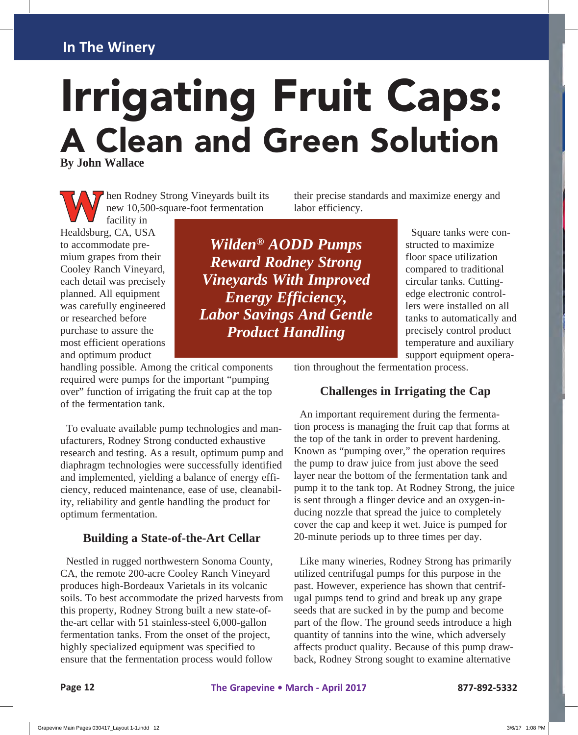# Irrigating Fruit Caps: A Clean and Green Solution

**By John Wallace**

When Rodney Strong Vineyards built its new 10,500-square-foot fermentation facility in Healdsburg, CA, USA to accommodate premium grapes from their Cooley Ranch Vineyard, each detail was precisely planned. All equipment was carefully engineered or researched before purchase to assure the most efficient operations and optimum product handling possible. Among the critical components required were pumps for the important "pumping over" function of irrigating the fruit cap at the top of the fermentation tank.

***Wilden® AODD Pumps Reward Rodney Strong Vineyards With Improved Energy Efficiency, Labor Savings And Gentle Product Handling***

To evaluate available pump technologies and manufacturers, Rodney Strong conducted exhaustive research and testing. As a result, optimum pump and diaphragm technologies were successfully identified and implemented, yielding a balance of energy efficiency, reduced maintenance, ease of use, cleanability, reliability and gentle handling the product for optimum fermentation.

## Building a State-of-the-Art Cellar

Nestled in rugged northwestern Sonoma County, CA, the remote 200-acre Cooley Ranch Vineyard produces high-Bordeaux Varietals in its volcanic soils. To best accommodate the prized harvests from this property, Rodney Strong built a new state-of-the-art cellar with 51 stainless-steel 6,000-gallon fermentation tanks. From the onset of the project, highly specialized equipment was specified to ensure that the fermentation process would follow their precise standards and maximize energy and labor efficiency.

Square tanks were constructed to maximize floor space utilization compared to traditional circular tanks. Cutting-edge electronic controllers were installed on all tanks to automatically and precisely control product temperature and auxiliary support equipment operation throughout the fermentation process.

## Challenges in Irrigating the Cap

An important requirement during the fermentation process is managing the fruit cap that forms at the top of the tank in order to prevent hardening. Known as "pumping over," the operation requires the pump to draw juice from just above the seed layer near the bottom of the fermentation tank and pump it to the tank top. At Rodney Strong, the juice is sent through a flinger device and an oxygen-inducing nozzle that spread the juice to completely cover the cap and keep it wet. Juice is pumped for 20-minute periods up to three times per day.

Like many wineries, Rodney Strong has primarily utilized centrifugal pumps for this purpose in the past. However, experience has shown that centrifugal pumps tend to grind and break up any grape seeds that are sucked in by the pump and become part of the flow. The ground seeds introduce a high quantity of tannins into the wine, which adversely affects product quality. Because of this pump drawback, Rodney Strong sought to examine alternative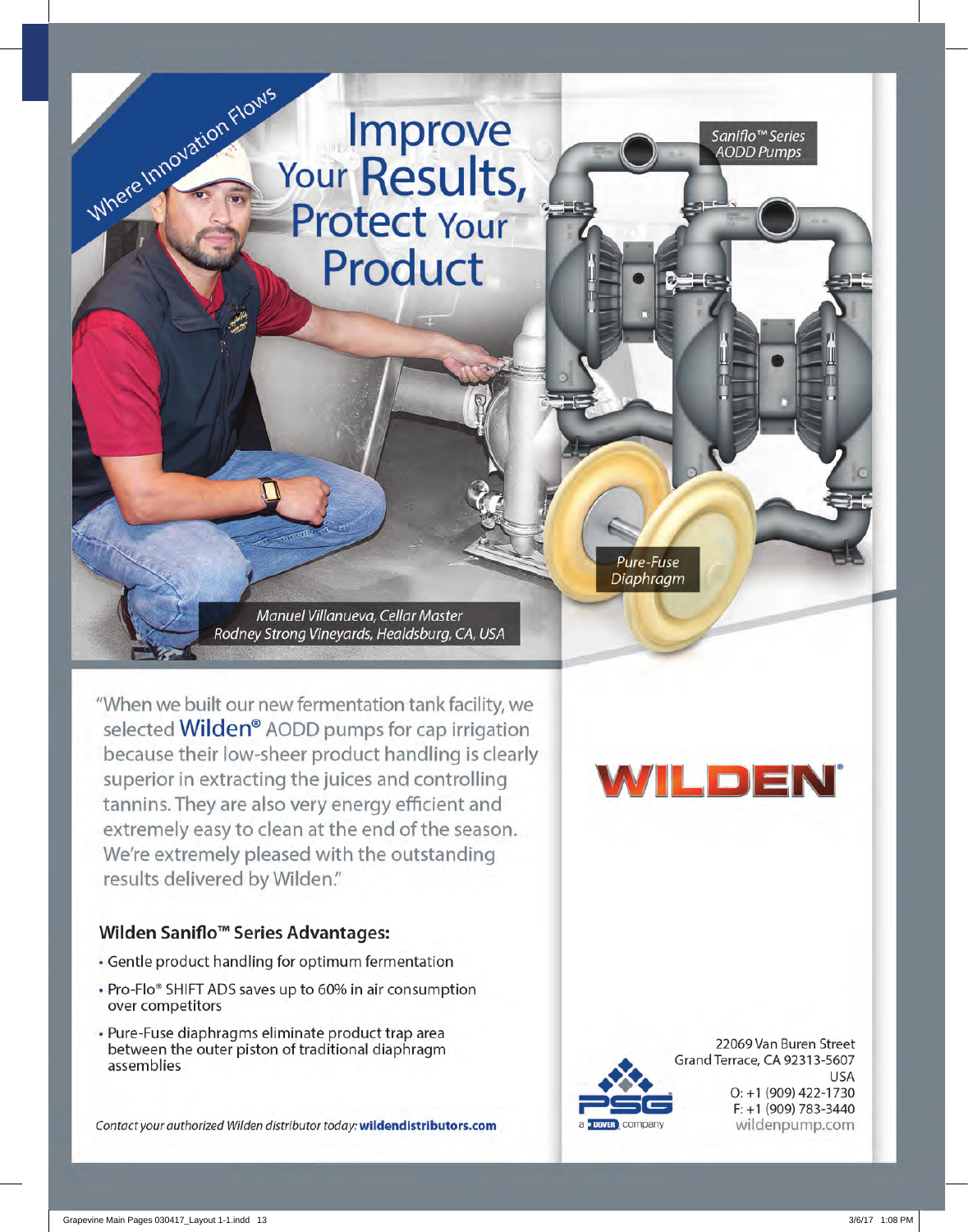Where Innovation Flows

# Improve Your Results, Protect Your Product

Saniflo™ Series AODD Pumps

Pure-Fuse Diaphragm

*Manuel Villanueva, Cellar Master*
*Rodney Strong Vineyards, Healdsburg, CA, USA*

"When we built our new fermentation tank facility, we selected **Wilden®** AODD pumps for cap irrigation because their low-sheer product handling is clearly superior in extracting the juices and controlling tannins. They are also very energy efficient and extremely easy to clean at the end of the season. We're extremely pleased with the outstanding results delivered by Wilden."

WILDEN®

## Wilden Saniflo™ Series Advantages:

- Gentle product handling for optimum fermentation
- Pro-Flo® SHIFT ADS saves up to 60% in air consumption over competitors
- Pure-Fuse diaphragms eliminate product trap area between the outer piston of traditional diaphragm assemblies

*Contact your authorized Wilden distributor today:* **wildendistributors.com**

PSG
a DOVER company

22069 Van Buren Street
Grand Terrace, CA 92313-5607
USA
O: +1 (909) 422-1730
F: +1 (909) 783-3440
wildenpump.com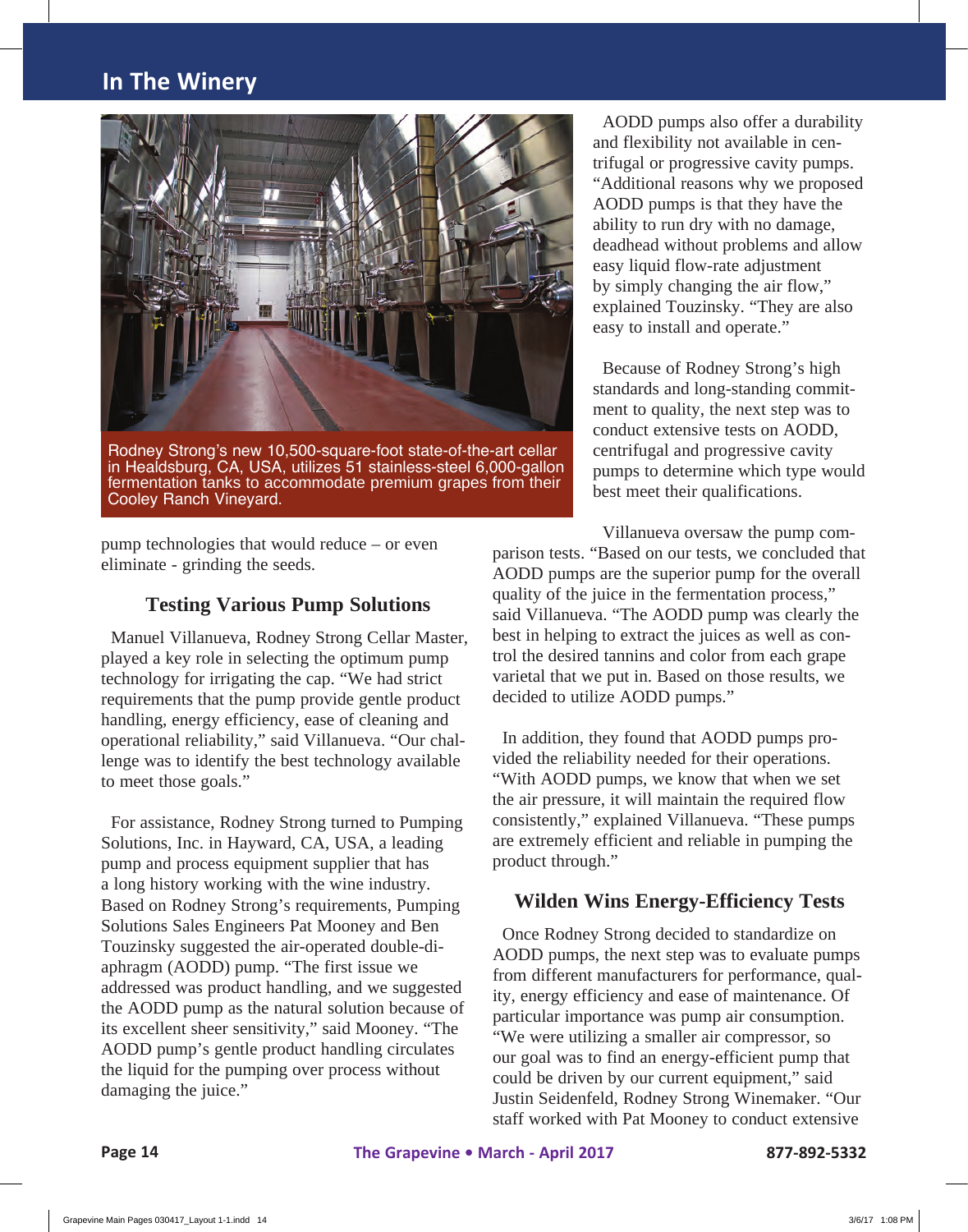Rodney Strong's new 10,500-square-foot state-of-the-art cellar in Healdsburg, CA, USA, utilizes 51 stainless-steel 6,000-gallon fermentation tanks to accommodate premium grapes from their Cooley Ranch Vineyard.

pump technologies that would reduce – or even eliminate - grinding the seeds.

### Testing Various Pump Solutions

Manuel Villanueva, Rodney Strong Cellar Master, played a key role in selecting the optimum pump technology for irrigating the cap. "We had strict requirements that the pump provide gentle product handling, energy efficiency, ease of cleaning and operational reliability," said Villanueva. "Our challenge was to identify the best technology available to meet those goals."

For assistance, Rodney Strong turned to Pumping Solutions, Inc. in Hayward, CA, USA, a leading pump and process equipment supplier that has a long history working with the wine industry. Based on Rodney Strong's requirements, Pumping Solutions Sales Engineers Pat Mooney and Ben Touzinsky suggested the air-operated double-diaphragm (AODD) pump. "The first issue we addressed was product handling, and we suggested the AODD pump as the natural solution because of its excellent sheer sensitivity," said Mooney. "The AODD pump's gentle product handling circulates the liquid for the pumping over process without damaging the juice."

AODD pumps also offer a durability and flexibility not available in centrifugal or progressive cavity pumps. "Additional reasons why we proposed AODD pumps is that they have the ability to run dry with no damage, deadhead without problems and allow easy liquid flow-rate adjustment by simply changing the air flow," explained Touzinsky. "They are also easy to install and operate."

Because of Rodney Strong's high standards and long-standing commitment to quality, the next step was to conduct extensive tests on AODD, centrifugal and progressive cavity pumps to determine which type would best meet their qualifications.

Villanueva oversaw the pump comparison tests. "Based on our tests, we concluded that AODD pumps are the superior pump for the overall quality of the juice in the fermentation process," said Villanueva. "The AODD pump was clearly the best in helping to extract the juices as well as control the desired tannins and color from each grape varietal that we put in. Based on those results, we decided to utilize AODD pumps."

In addition, they found that AODD pumps provided the reliability needed for their operations. "With AODD pumps, we know that when we set the air pressure, it will maintain the required flow consistently," explained Villanueva. "These pumps are extremely efficient and reliable in pumping the product through."

### Wilden Wins Energy-Efficiency Tests

Once Rodney Strong decided to standardize on AODD pumps, the next step was to evaluate pumps from different manufacturers for performance, quality, energy efficiency and ease of maintenance. Of particular importance was pump air consumption. "We were utilizing a smaller air compressor, so our goal was to find an energy-efficient pump that could be driven by our current equipment," said Justin Seidenfeld, Rodney Strong Winemaker. "Our staff worked with Pat Mooney to conduct extensive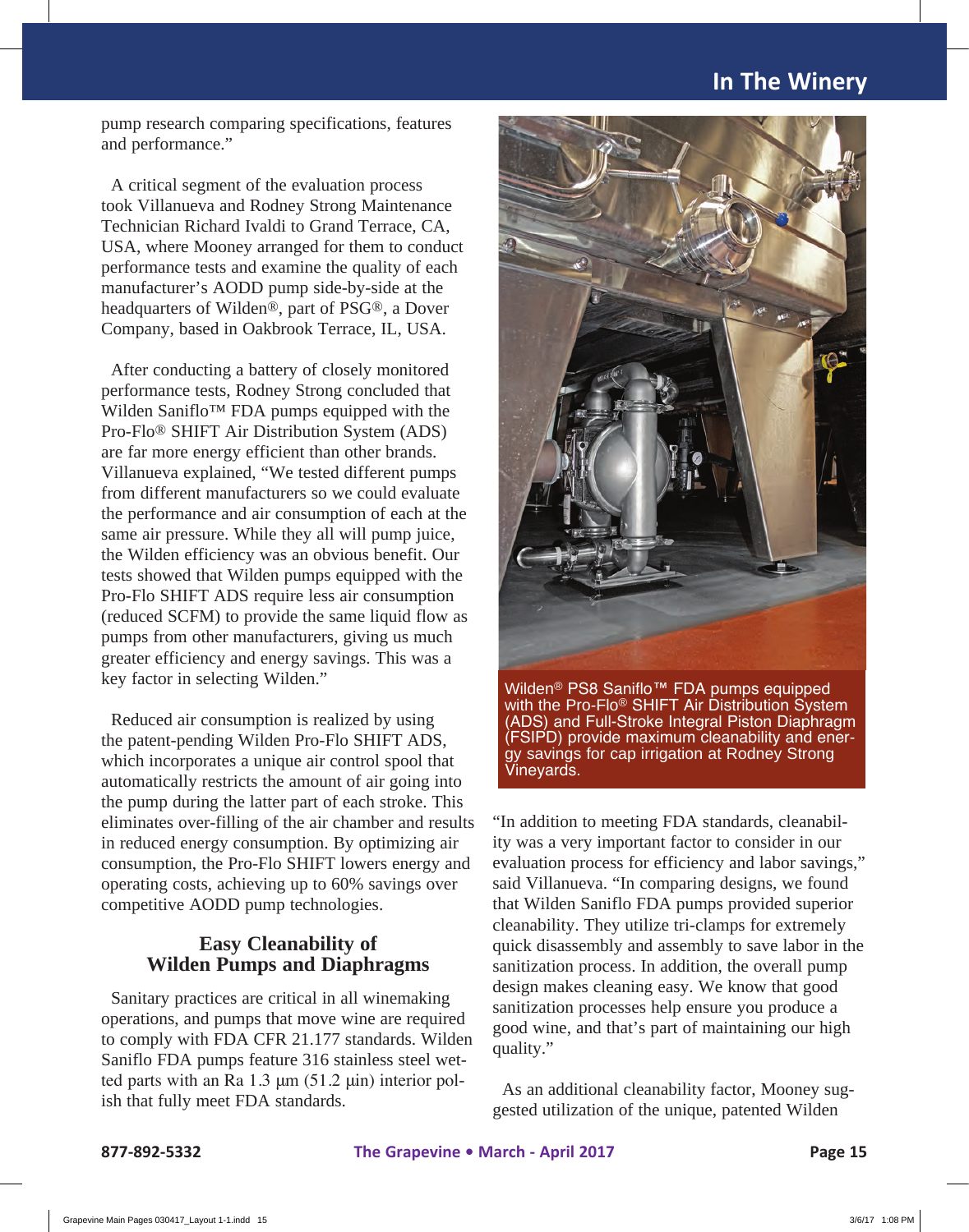pump research comparing specifications, features and performance."

A critical segment of the evaluation process took Villanueva and Rodney Strong Maintenance Technician Richard Ivaldi to Grand Terrace, CA, USA, where Mooney arranged for them to conduct performance tests and examine the quality of each manufacturer's AODD pump side-by-side at the headquarters of Wilden®, part of PSG®, a Dover Company, based in Oakbrook Terrace, IL, USA.

After conducting a battery of closely monitored performance tests, Rodney Strong concluded that Wilden Saniflo™ FDA pumps equipped with the Pro-Flo® SHIFT Air Distribution System (ADS) are far more energy efficient than other brands. Villanueva explained, "We tested different pumps from different manufacturers so we could evaluate the performance and air consumption of each at the same air pressure. While they all will pump juice, the Wilden efficiency was an obvious benefit. Our tests showed that Wilden pumps equipped with the Pro-Flo SHIFT ADS require less air consumption (reduced SCFM) to provide the same liquid flow as pumps from other manufacturers, giving us much greater efficiency and energy savings. This was a key factor in selecting Wilden."

Reduced air consumption is realized by using the patent-pending Wilden Pro-Flo SHIFT ADS, which incorporates a unique air control spool that automatically restricts the amount of air going into the pump during the latter part of each stroke. This eliminates over-filling of the air chamber and results in reduced energy consumption. By optimizing air consumption, the Pro-Flo SHIFT lowers energy and operating costs, achieving up to 60% savings over competitive AODD pump technologies.

## Easy Cleanability of Wilden Pumps and Diaphragms

Sanitary practices are critical in all winemaking operations, and pumps that move wine are required to comply with FDA CFR 21.177 standards. Wilden Saniflo FDA pumps feature 316 stainless steel wetted parts with an Ra 1.3 µm (51.2 µin) interior polish that fully meet FDA standards.

Wilden® PS8 Saniflo™ FDA pumps equipped with the Pro-Flo® SHIFT Air Distribution System (ADS) and Full-Stroke Integral Piston Diaphragm (FSIPD) provide maximum cleanability and energy savings for cap irrigation at Rodney Strong Vineyards.

"In addition to meeting FDA standards, cleanability was a very important factor to consider in our evaluation process for efficiency and labor savings," said Villanueva. "In comparing designs, we found that Wilden Saniflo FDA pumps provided superior cleanability. They utilize tri-clamps for extremely quick disassembly and assembly to save labor in the sanitization process. In addition, the overall pump design makes cleaning easy. We know that good sanitization processes help ensure you produce a good wine, and that's part of maintaining our high quality."

As an additional cleanability factor, Mooney suggested utilization of the unique, patented Wilden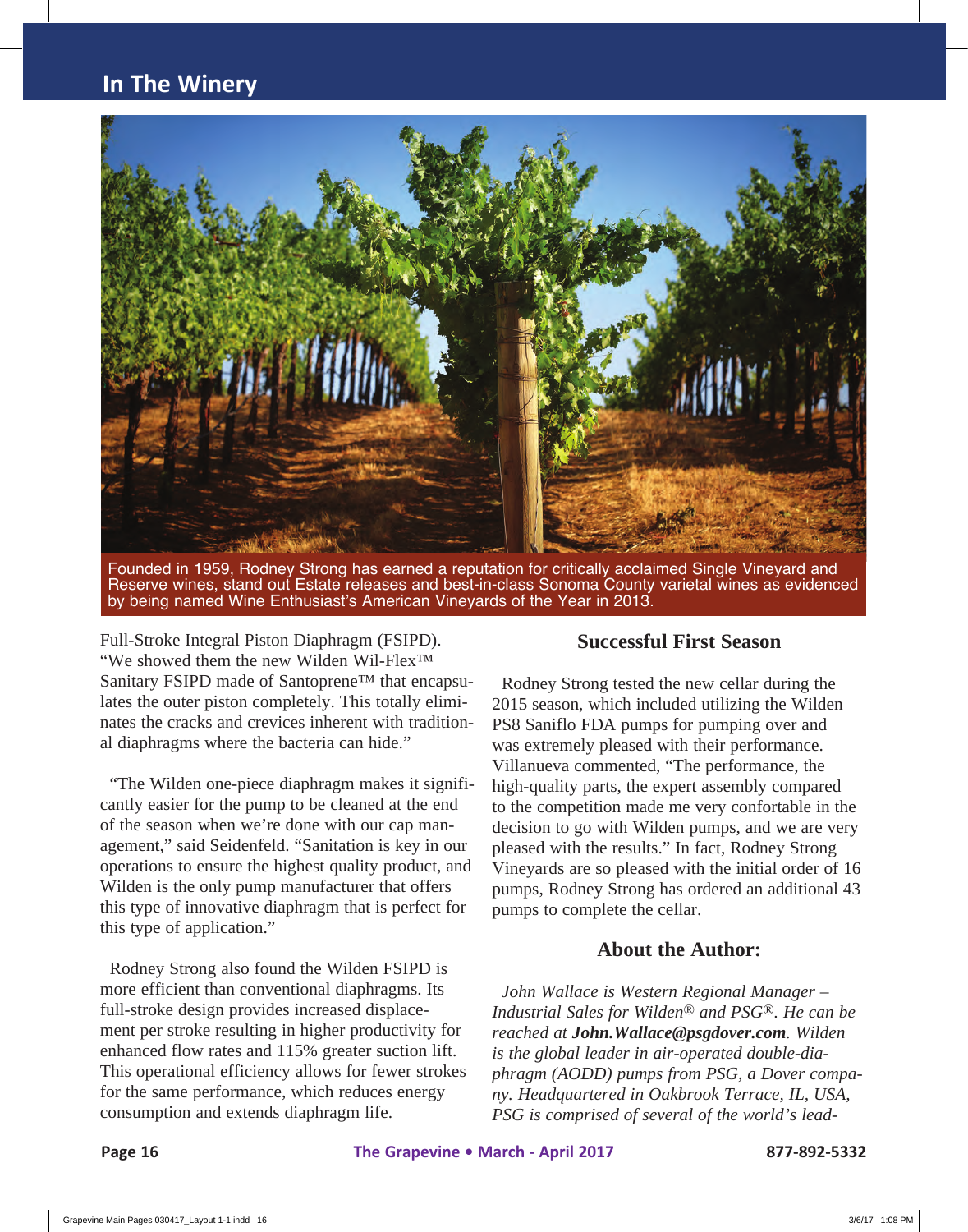Founded in 1959, Rodney Strong has earned a reputation for critically acclaimed Single Vineyard and Reserve wines, stand out Estate releases and best-in-class Sonoma County varietal wines as evidenced by being named Wine Enthusiast's American Vineyards of the Year in 2013.

Full-Stroke Integral Piston Diaphragm (FSIPD). "We showed them the new Wilden Wil-Flex™ Sanitary FSIPD made of Santoprene™ that encapsulates the outer piston completely. This totally eliminates the cracks and crevices inherent with traditional diaphragms where the bacteria can hide."

"The Wilden one-piece diaphragm makes it significantly easier for the pump to be cleaned at the end of the season when we're done with our cap management," said Seidenfeld. "Sanitation is key in our operations to ensure the highest quality product, and Wilden is the only pump manufacturer that offers this type of innovative diaphragm that is perfect for this type of application."

Rodney Strong also found the Wilden FSIPD is more efficient than conventional diaphragms. Its full-stroke design provides increased displacement per stroke resulting in higher productivity for enhanced flow rates and 115% greater suction lift. This operational efficiency allows for fewer strokes for the same performance, which reduces energy consumption and extends diaphragm life.

## Successful First Season

Rodney Strong tested the new cellar during the 2015 season, which included utilizing the Wilden PS8 Saniflo FDA pumps for pumping over and was extremely pleased with their performance. Villanueva commented, "The performance, the high-quality parts, the expert assembly compared to the competition made me very confortable in the decision to go with Wilden pumps, and we are very pleased with the results." In fact, Rodney Strong Vineyards are so pleased with the initial order of 16 pumps, Rodney Strong has ordered an additional 43 pumps to complete the cellar.

## About the Author:

*John Wallace is Western Regional Manager – Industrial Sales for Wilden® and PSG®. He can be reached at **John.Wallace@psgdover.com**. Wilden is the global leader in air-operated double-diaphragm (AODD) pumps from PSG, a Dover company. Headquartered in Oakbrook Terrace, IL, USA, PSG is comprised of several of the world's lead-*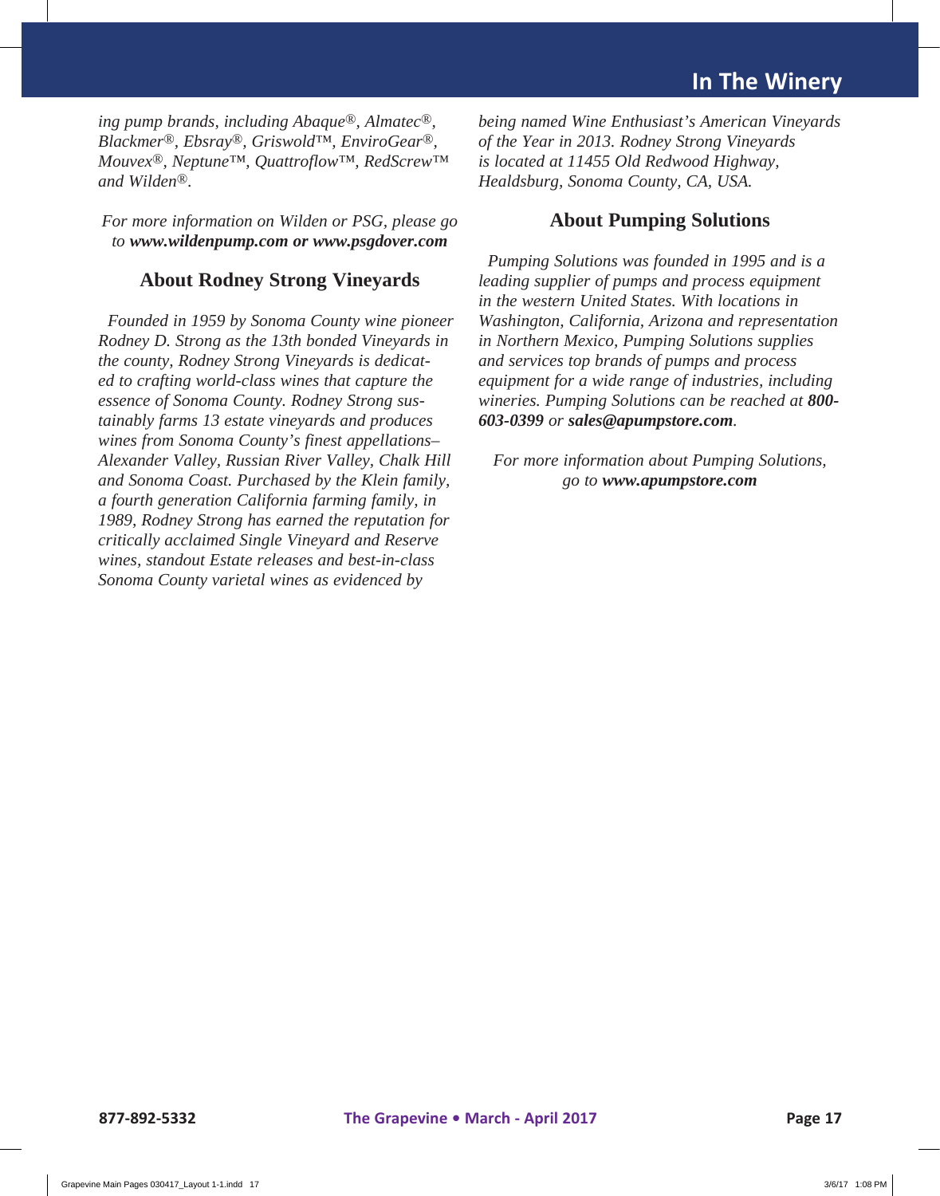*ing pump brands, including Abaque®, Almatec®, Blackmer®, Ebsray®, Griswold™, EnviroGear®, Mouvex®, Neptune™, Quattroflow™, RedScrew™ and Wilden®.*

*For more information on Wilden or PSG, please go to* ***www.wildenpump.com or www.psgdover.com***

## About Rodney Strong Vineyards

*Founded in 1959 by Sonoma County wine pioneer Rodney D. Strong as the 13th bonded Vineyards in the county, Rodney Strong Vineyards is dedicated to crafting world-class wines that capture the essence of Sonoma County. Rodney Strong sustainably farms 13 estate vineyards and produces wines from Sonoma County's finest appellations– Alexander Valley, Russian River Valley, Chalk Hill and Sonoma Coast. Purchased by the Klein family, a fourth generation California farming family, in 1989, Rodney Strong has earned the reputation for critically acclaimed Single Vineyard and Reserve wines, standout Estate releases and best-in-class Sonoma County varietal wines as evidenced by being named Wine Enthusiast's American Vineyards of the Year in 2013. Rodney Strong Vineyards is located at 11455 Old Redwood Highway, Healdsburg, Sonoma County, CA, USA.*

## About Pumping Solutions

*Pumping Solutions was founded in 1995 and is a leading supplier of pumps and process equipment in the western United States. With locations in Washington, California, Arizona and representation in Northern Mexico, Pumping Solutions supplies and services top brands of pumps and process equipment for a wide range of industries, including wineries. Pumping Solutions can be reached at* ***800-603-0399*** *or* ***sales@apumpstore.com****.*

*For more information about Pumping Solutions, go to* ***www.apumpstore.com***